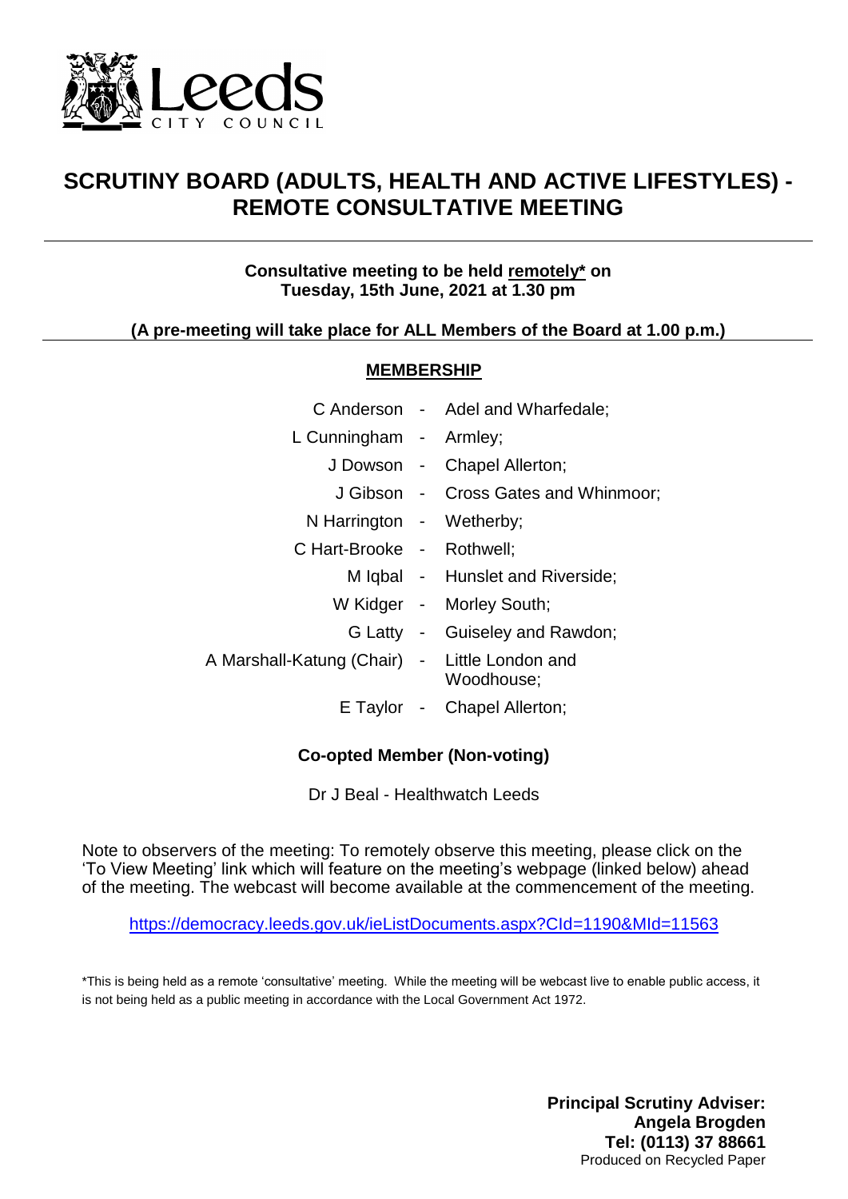# SCRUTINY BOARD (ADULTS, HEALTH AND ACTIVE LIFESTYLES) - REMOTE CONSULTATIVE MEETING

**Consultative meeting to be held remotely\* on Tuesday, 15th June, 2021 at 1.30 pm**

**(A pre-meeting will take place for ALL Members of the Board at 1.00 p.m.)**

## MEMBERSHIP

| | | |
|---|---|---|
| C Anderson | - | Adel and Wharfedale; |
| L Cunningham | - | Armley; |
| J Dowson | - | Chapel Allerton; |
| J Gibson | - | Cross Gates and Whinmoor; |
| N Harrington | - | Wetherby; |
| C Hart-Brooke | - | Rothwell; |
| M Iqbal | - | Hunslet and Riverside; |
| W Kidger | - | Morley South; |
| G Latty | - | Guiseley and Rawdon; |
| A Marshall-Katung (Chair) | - | Little London and Woodhouse; |
| E Taylor | - | Chapel Allerton; |

**Co-opted Member (Non-voting)**

Dr J Beal - Healthwatch Leeds

Note to observers of the meeting: To remotely observe this meeting, please click on the 'To View Meeting' link which will feature on the meeting's webpage (linked below) ahead of the meeting. The webcast will become available at the commencement of the meeting.

https://democracy.leeds.gov.uk/ieListDocuments.aspx?CId=1190&MId=11563

*This is being held as a remote 'consultative' meeting. While the meeting will be webcast live to enable public access, it is not being held as a public meeting in accordance with the Local Government Act 1972.

**Principal Scrutiny Adviser:**
**Angela Brogden**
**Tel: (0113) 37 88661**
Produced on Recycled Paper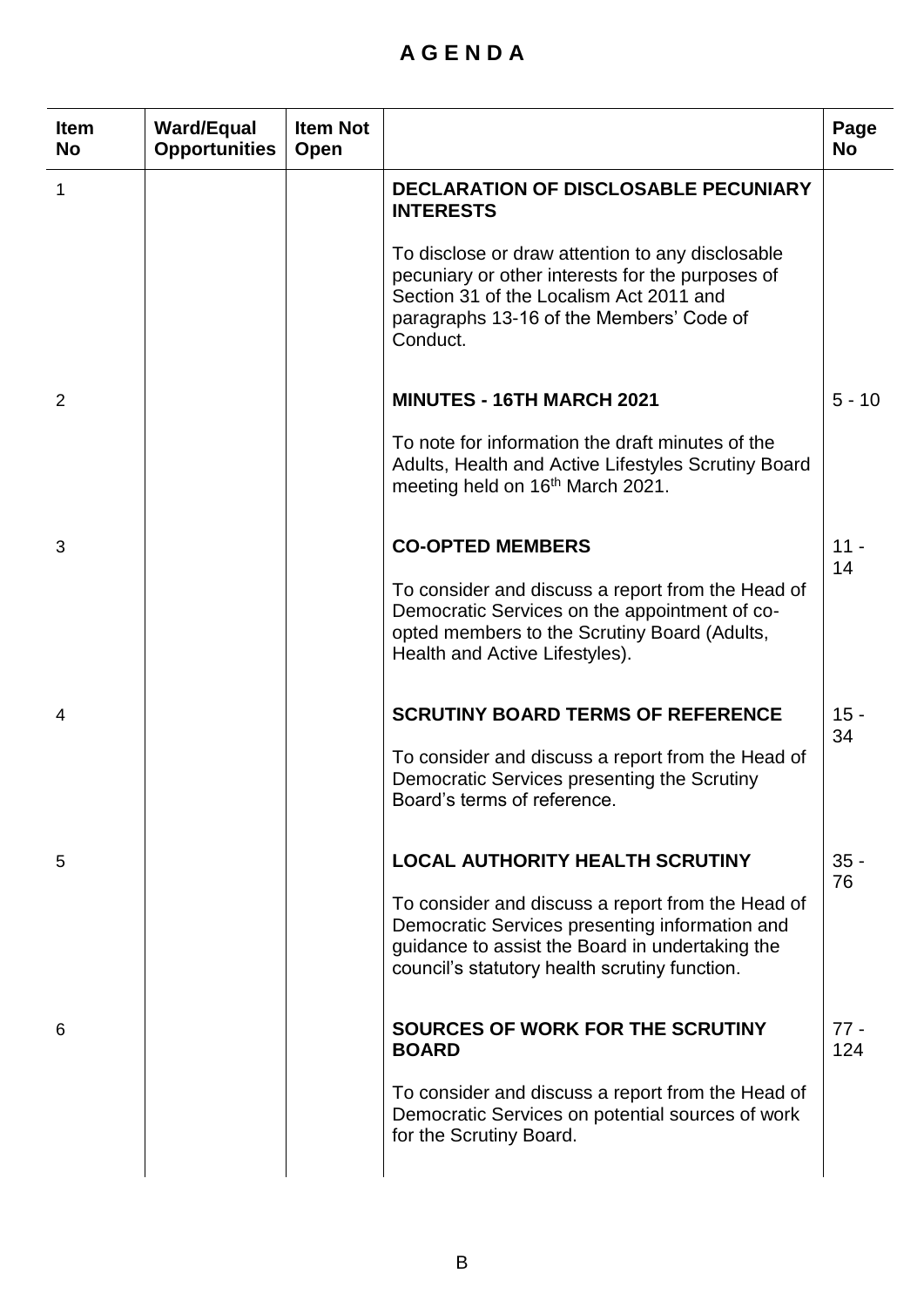# A G E N D A

| Item No | Ward/Equal Opportunities | Item Not Open | | Page No |
|---|---|---|---|---|
| 1 | | | **DECLARATION OF DISCLOSABLE PECUNIARY INTERESTS**<br><br>To disclose or draw attention to any disclosable pecuniary or other interests for the purposes of Section 31 of the Localism Act 2011 and paragraphs 13-16 of the Members' Code of Conduct. | |
| 2 | | | **MINUTES - 16TH MARCH 2021**<br><br>To note for information the draft minutes of the Adults, Health and Active Lifestyles Scrutiny Board meeting held on 16th March 2021. | 5 - 10 |
| 3 | | | **CO-OPTED MEMBERS**<br><br>To consider and discuss a report from the Head of Democratic Services on the appointment of co-opted members to the Scrutiny Board (Adults, Health and Active Lifestyles). | 11 - 14 |
| 4 | | | **SCRUTINY BOARD TERMS OF REFERENCE**<br><br>To consider and discuss a report from the Head of Democratic Services presenting the Scrutiny Board's terms of reference. | 15 - 34 |
| 5 | | | **LOCAL AUTHORITY HEALTH SCRUTINY**<br><br>To consider and discuss a report from the Head of Democratic Services presenting information and guidance to assist the Board in undertaking the council's statutory health scrutiny function. | 35 - 76 |
| 6 | | | **SOURCES OF WORK FOR THE SCRUTINY BOARD**<br><br>To consider and discuss a report from the Head of Democratic Services on potential sources of work for the Scrutiny Board. | 77 - 124 |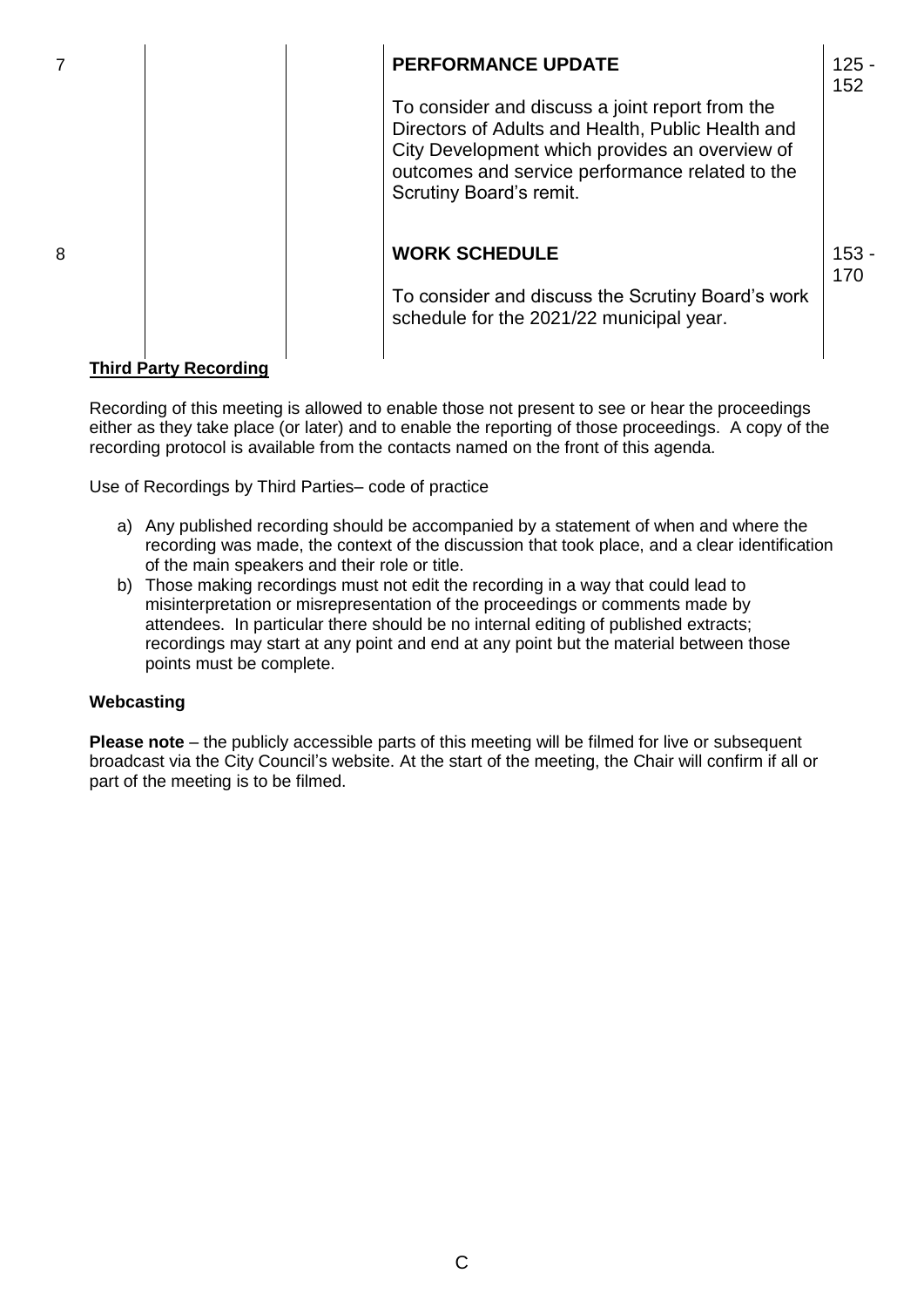| | | | | |
|---|---|---|---|---|
| 7 | | | **PERFORMANCE UPDATE**<br><br>To consider and discuss a joint report from the Directors of Adults and Health, Public Health and City Development which provides an overview of outcomes and service performance related to the Scrutiny Board's remit. | 125 - 152 |
| 8 | | | **WORK SCHEDULE**<br><br>To consider and discuss the Scrutiny Board's work schedule for the 2021/22 municipal year. | 153 - 170 |

**Third Party Recording**

Recording of this meeting is allowed to enable those not present to see or hear the proceedings either as they take place (or later) and to enable the reporting of those proceedings. A copy of the recording protocol is available from the contacts named on the front of this agenda.

Use of Recordings by Third Parties– code of practice

a) Any published recording should be accompanied by a statement of when and where the recording was made, the context of the discussion that took place, and a clear identification of the main speakers and their role or title.
b) Those making recordings must not edit the recording in a way that could lead to misinterpretation or misrepresentation of the proceedings or comments made by attendees. In particular there should be no internal editing of published extracts; recordings may start at any point and end at any point but the material between those points must be complete.

**Webcasting**

**Please note** – the publicly accessible parts of this meeting will be filmed for live or subsequent broadcast via the City Council's website. At the start of the meeting, the Chair will confirm if all or part of the meeting is to be filmed.